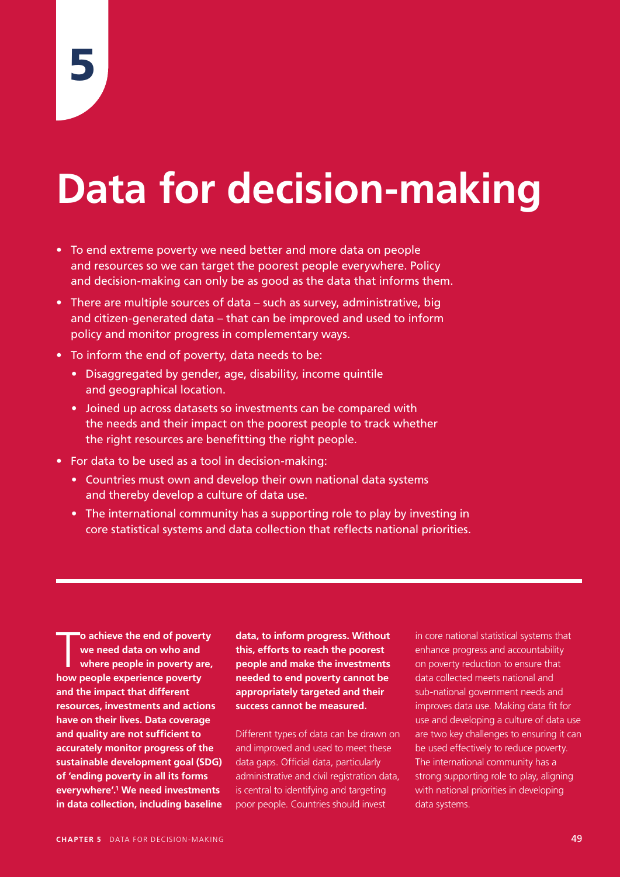5

# Data for decision-making

- To end extreme poverty we need better and more data on people and resources so we can target the poorest people everywhere. Policy and decision-making can only be as good as the data that informs them.
- There are multiple sources of data – such as survey, administrative, big and citizen-generated data – that can be improved and used to inform policy and monitor progress in complementary ways.
- To inform the end of poverty, data needs to be:
  - Disaggregated by gender, age, disability, income quintile and geographical location.
  - Joined up across datasets so investments can be compared with the needs and their impact on the poorest people to track whether the right resources are benefitting the right people.
- For data to be used as a tool in decision-making:
  - Countries must own and develop their own national data systems and thereby develop a culture of data use.
  - The international community has a supporting role to play by investing in core statistical systems and data collection that reflects national priorities.

---

**To achieve the end of poverty we need data on who and where people in poverty are, how people experience poverty and the impact that different resources, investments and actions have on their lives. Data coverage and quality are not sufficient to accurately monitor progress of the sustainable development goal (SDG) of 'ending poverty in all its forms everywhere'.[1] We need investments in data collection, including baseline data, to inform progress. Without this, efforts to reach the poorest people and make the investments needed to end poverty cannot be appropriately targeted and their success cannot be measured.**

Different types of data can be drawn on and improved and used to meet these data gaps. Official data, particularly administrative and civil registration data, is central to identifying and targeting poor people. Countries should invest in core national statistical systems that enhance progress and accountability on poverty reduction to ensure that data collected meets national and sub-national government needs and improves data use. Making data fit for use and developing a culture of data use are two key challenges to ensuring it can be used effectively to reduce poverty. The international community has a strong supporting role to play, aligning with national priorities in developing data systems.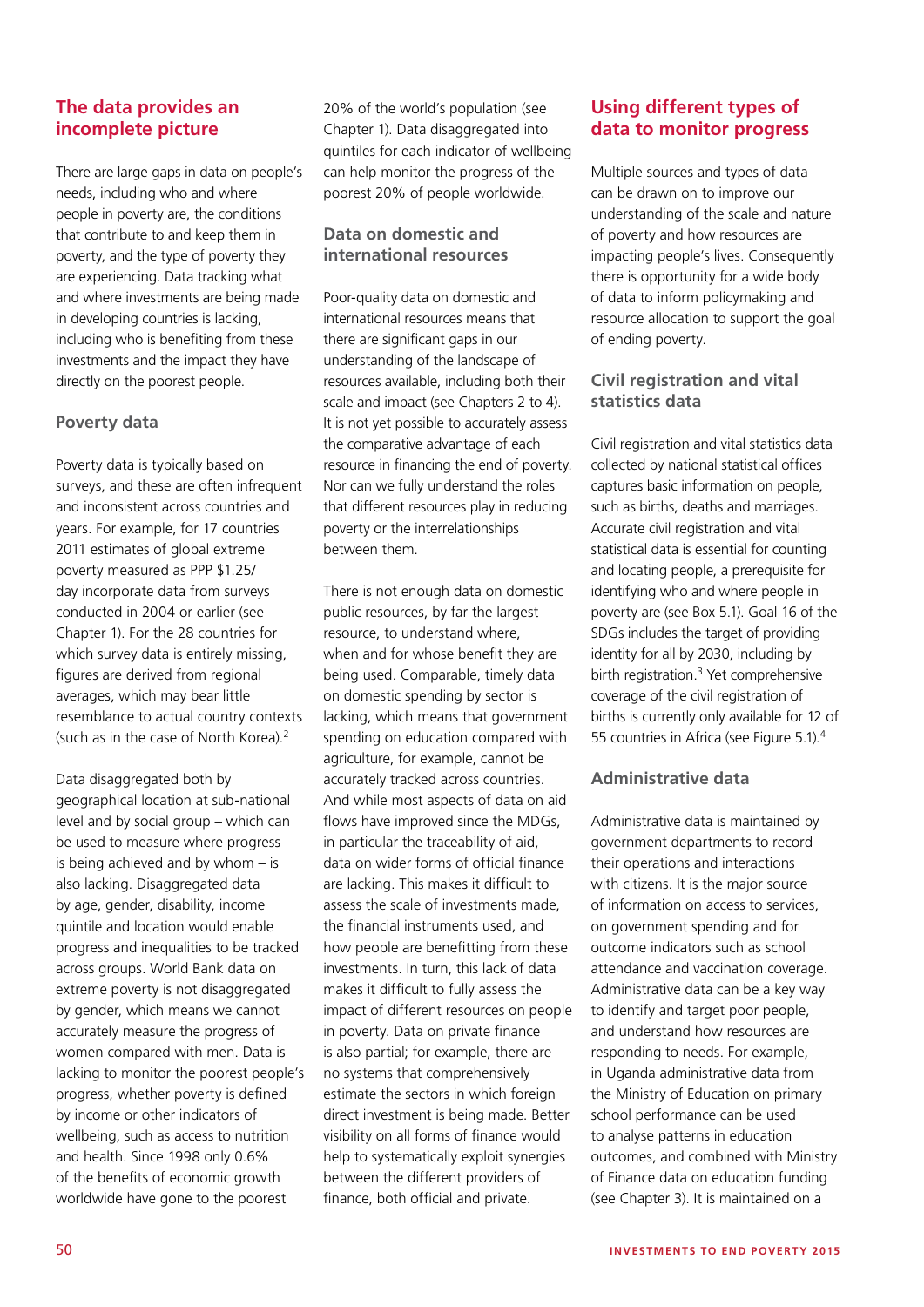## The data provides an incomplete picture

There are large gaps in data on people's needs, including who and where people in poverty are, the conditions that contribute to and keep them in poverty, and the type of poverty they are experiencing. Data tracking what and where investments are being made in developing countries is lacking, including who is benefiting from these investments and the impact they have directly on the poorest people.

### Poverty data

Poverty data is typically based on surveys, and these are often infrequent and inconsistent across countries and years. For example, for 17 countries 2011 estimates of global extreme poverty measured as PPP $1.25/day incorporate data from surveys conducted in 2004 or earlier (see Chapter 1). For the 28 countries for which survey data is entirely missing, figures are derived from regional averages, which may bear little resemblance to actual country contexts (such as in the case of North Korea).[2]

Data disaggregated both by geographical location at sub-national level and by social group – which can be used to measure where progress is being achieved and by whom – is also lacking. Disaggregated data by age, gender, disability, income quintile and location would enable progress and inequalities to be tracked across groups. World Bank data on extreme poverty is not disaggregated by gender, which means we cannot accurately measure the progress of women compared with men. Data is lacking to monitor the poorest people's progress, whether poverty is defined by income or other indicators of wellbeing, such as access to nutrition and health. Since 1998 only 0.6% of the benefits of economic growth worldwide have gone to the poorest 20% of the world's population (see Chapter 1). Data disaggregated into quintiles for each indicator of wellbeing can help monitor the progress of the poorest 20% of people worldwide.

### Data on domestic and international resources

Poor-quality data on domestic and international resources means that there are significant gaps in our understanding of the landscape of resources available, including both their scale and impact (see Chapters 2 to 4). It is not yet possible to accurately assess the comparative advantage of each resource in financing the end of poverty. Nor can we fully understand the roles that different resources play in reducing poverty or the interrelationships between them.

There is not enough data on domestic public resources, by far the largest resource, to understand where, when and for whose benefit they are being used. Comparable, timely data on domestic spending by sector is lacking, which means that government spending on education compared with agriculture, for example, cannot be accurately tracked across countries. And while most aspects of data on aid flows have improved since the MDGs, in particular the traceability of aid, data on wider forms of official finance are lacking. This makes it difficult to assess the scale of investments made, the financial instruments used, and how people are benefitting from these investments. In turn, this lack of data makes it difficult to fully assess the impact of different resources on people in poverty. Data on private finance is also partial; for example, there are no systems that comprehensively estimate the sectors in which foreign direct investment is being made. Better visibility on all forms of finance would help to systematically exploit synergies between the different providers of finance, both official and private.

## Using different types of data to monitor progress

Multiple sources and types of data can be drawn on to improve our understanding of the scale and nature of poverty and how resources are impacting people's lives. Consequently there is opportunity for a wide body of data to inform policymaking and resource allocation to support the goal of ending poverty.

### Civil registration and vital statistics data

Civil registration and vital statistics data collected by national statistical offices captures basic information on people, such as births, deaths and marriages. Accurate civil registration and vital statistical data is essential for counting and locating people, a prerequisite for identifying who and where people in poverty are (see Box 5.1). Goal 16 of the SDGs includes the target of providing identity for all by 2030, including by birth registration.[3] Yet comprehensive coverage of the civil registration of births is currently only available for 12 of 55 countries in Africa (see Figure 5.1).[4]

### Administrative data

Administrative data is maintained by government departments to record their operations and interactions with citizens. It is the major source of information on access to services, on government spending and for outcome indicators such as school attendance and vaccination coverage. Administrative data can be a key way to identify and target poor people, and understand how resources are responding to needs. For example, in Uganda administrative data from the Ministry of Education on primary school performance can be used to analyse patterns in education outcomes, and combined with Ministry of Finance data on education funding (see Chapter 3). It is maintained on a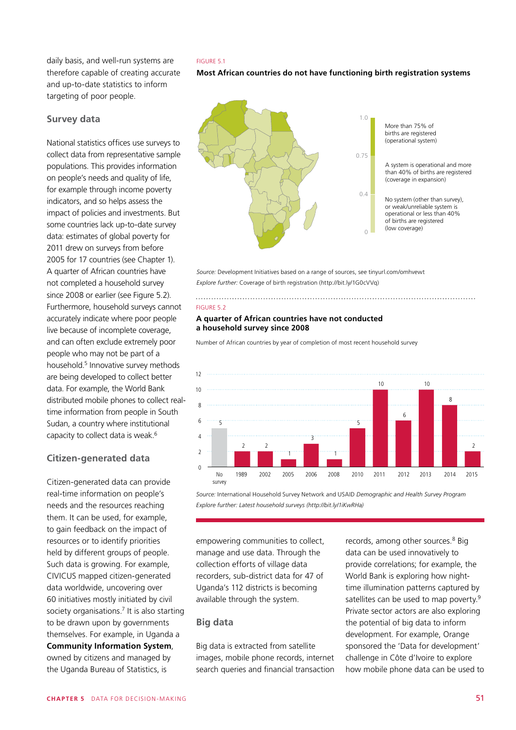daily basis, and well-run systems are therefore capable of creating accurate and up-to-date statistics to inform targeting of poor people.

### Survey data

National statistics offices use surveys to collect data from representative sample populations. This provides information on people's needs and quality of life, for example through income poverty indicators, and so helps assess the impact of policies and investments. But some countries lack up-to-date survey data: estimates of global poverty for 2011 drew on surveys from before 2005 for 17 countries (see Chapter 1). A quarter of African countries have not completed a household survey since 2008 or earlier (see Figure 5.2). Furthermore, household surveys cannot accurately indicate where poor people live because of incomplete coverage, and can often exclude extremely poor people who may not be part of a household.[5] Innovative survey methods are being developed to collect better data. For example, the World Bank distributed mobile phones to collect real-time information from people in South Sudan, a country where institutional capacity to collect data is weak.[6]

### Citizen-generated data

Citizen-generated data can provide real-time information on people's needs and the resources reaching them. It can be used, for example, to gain feedback on the impact of resources or to identify priorities held by different groups of people. Such data is growing. For example, CIVICUS mapped citizen-generated data worldwide, uncovering over 60 initiatives mostly initiated by civil society organisations.[7] It is also starting to be drawn upon by governments themselves. For example, in Uganda a **Community Information System**, owned by citizens and managed by the Uganda Bureau of Statistics, is empowering communities to collect, manage and use data. Through the collection efforts of village data recorders, sub-district data for 47 of Uganda's 112 districts is becoming available through the system.

FIGURE 5.1

**Most African countries do not have functioning birth registration systems**

- 1.0–0.75: More than 75% of births are registered (operational system)
- 0.75–0.4: A system is operational and more than 40% of births are registered (coverage in expansion)
- 0.4–0: No system (other than survey), or weak/unreliable system is operational or less than 40% of births are registered (low coverage)

*Source:* Development Initiatives based on a range of sources, see tinyurl.com/omhvewt
*Explore further:* Coverage of birth registration (http://bit.ly/1G0cVVq)

FIGURE 5.2

**A quarter of African countries have not conducted a household survey since 2008**

Number of African countries by year of completion of most recent household survey

| Year | Number of countries |
|---|---|
| No survey | 5 |
| 1989 | 2 |
| 2002 | 2 |
| 2005 | 1 |
| 2006 | 3 |
| 2008 | 1 |
| 2010 | 5 |
| 2011 | 10 |
| 2012 | 6 |
| 2013 | 10 |
| 2014 | 8 |
| 2015 | 2 |

*Source:* International Household Survey Network and USAID *Demographic and Health Survey Program*
*Explore further: Latest household surveys (http://bit.ly/1iKwRHa)*

### Big data

Big data is extracted from satellite images, mobile phone records, internet search queries and financial transaction records, among other sources.[8] Big data can be used innovatively to provide correlations; for example, the World Bank is exploring how night-time illumination patterns captured by satellites can be used to map poverty.[9] Private sector actors are also exploring the potential of big data to inform development. For example, Orange sponsored the 'Data for development' challenge in Côte d'Ivoire to explore how mobile phone data can be used to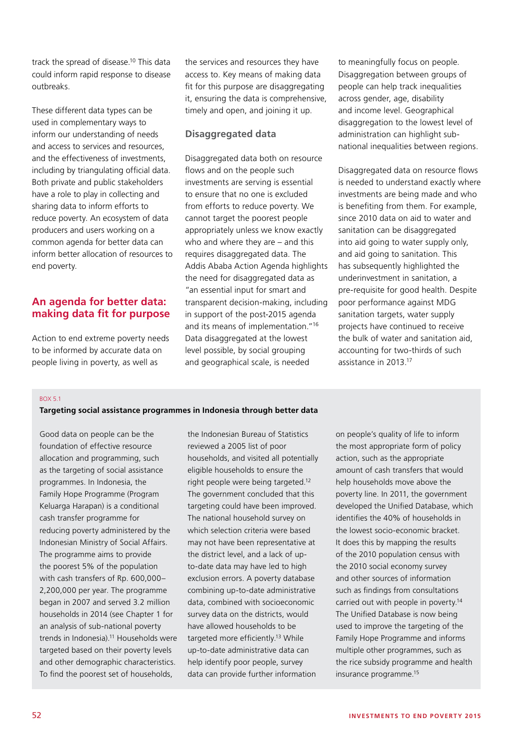track the spread of disease.[10] This data could inform rapid response to disease outbreaks.

These different data types can be used in complementary ways to inform our understanding of needs and access to services and resources, and the effectiveness of investments, including by triangulating official data. Both private and public stakeholders have a role to play in collecting and sharing data to inform efforts to reduce poverty. An ecosystem of data producers and users working on a common agenda for better data can inform better allocation of resources to end poverty.

## An agenda for better data: making data fit for purpose

Action to end extreme poverty needs to be informed by accurate data on people living in poverty, as well as the services and resources they have access to. Key means of making data fit for this purpose are disaggregating it, ensuring the data is comprehensive, timely and open, and joining it up.

### Disaggregated data

Disaggregated data both on resource flows and on the people such investments are serving is essential to ensure that no one is excluded from efforts to reduce poverty. We cannot target the poorest people appropriately unless we know exactly who and where they are – and this requires disaggregated data. The Addis Ababa Action Agenda highlights the need for disaggregated data as "an essential input for smart and transparent decision-making, including in support of the post-2015 agenda and its means of implementation."[16] Data disaggregated at the lowest level possible, by social grouping and geographical scale, is needed to meaningfully focus on people. Disaggregation between groups of people can help track inequalities across gender, age, disability and income level. Geographical disaggregation to the lowest level of administration can highlight sub-national inequalities between regions.

Disaggregated data on resource flows is needed to understand exactly where investments are being made and who is benefiting from them. For example, since 2010 data on aid to water and sanitation can be disaggregated into aid going to water supply only, and aid going to sanitation. This has subsequently highlighted the underinvestment in sanitation, a pre-requisite for good health. Despite poor performance against MDG sanitation targets, water supply projects have continued to receive the bulk of water and sanitation aid, accounting for two-thirds of such assistance in 2013.[17]

BOX 5.1

**Targeting social assistance programmes in Indonesia through better data**

Good data on people can be the foundation of effective resource allocation and programming, such as the targeting of social assistance programmes. In Indonesia, the Family Hope Programme (Program Keluarga Harapan) is a conditional cash transfer programme for reducing poverty administered by the Indonesian Ministry of Social Affairs. The programme aims to provide the poorest 5% of the population with cash transfers of Rp. 600,000–2,200,000 per year. The programme began in 2007 and served 3.2 million households in 2014 (see Chapter 1 for an analysis of sub-national poverty trends in Indonesia).[11] Households were targeted based on their poverty levels and other demographic characteristics. To find the poorest set of households, the Indonesian Bureau of Statistics reviewed a 2005 list of poor households, and visited all potentially eligible households to ensure the right people were being targeted.[12] The government concluded that this targeting could have been improved. The national household survey on which selection criteria were based may not have been representative at the district level, and a lack of up-to-date data may have led to high exclusion errors. A poverty database combining up-to-date administrative data, combined with socioeconomic survey data on the districts, would have allowed households to be targeted more efficiently.[13] While up-to-date administrative data can help identify poor people, survey data can provide further information on people's quality of life to inform the most appropriate form of policy action, such as the appropriate amount of cash transfers that would help households move above the poverty line. In 2011, the government developed the Unified Database, which identifies the 40% of households in the lowest socio-economic bracket. It does this by mapping the results of the 2010 population census with the 2010 social economy survey and other sources of information such as findings from consultations carried out with people in poverty.[14] The Unified Database is now being used to improve the targeting of the Family Hope Programme and informs multiple other programmes, such as the rice subsidy programme and health insurance programme.[15]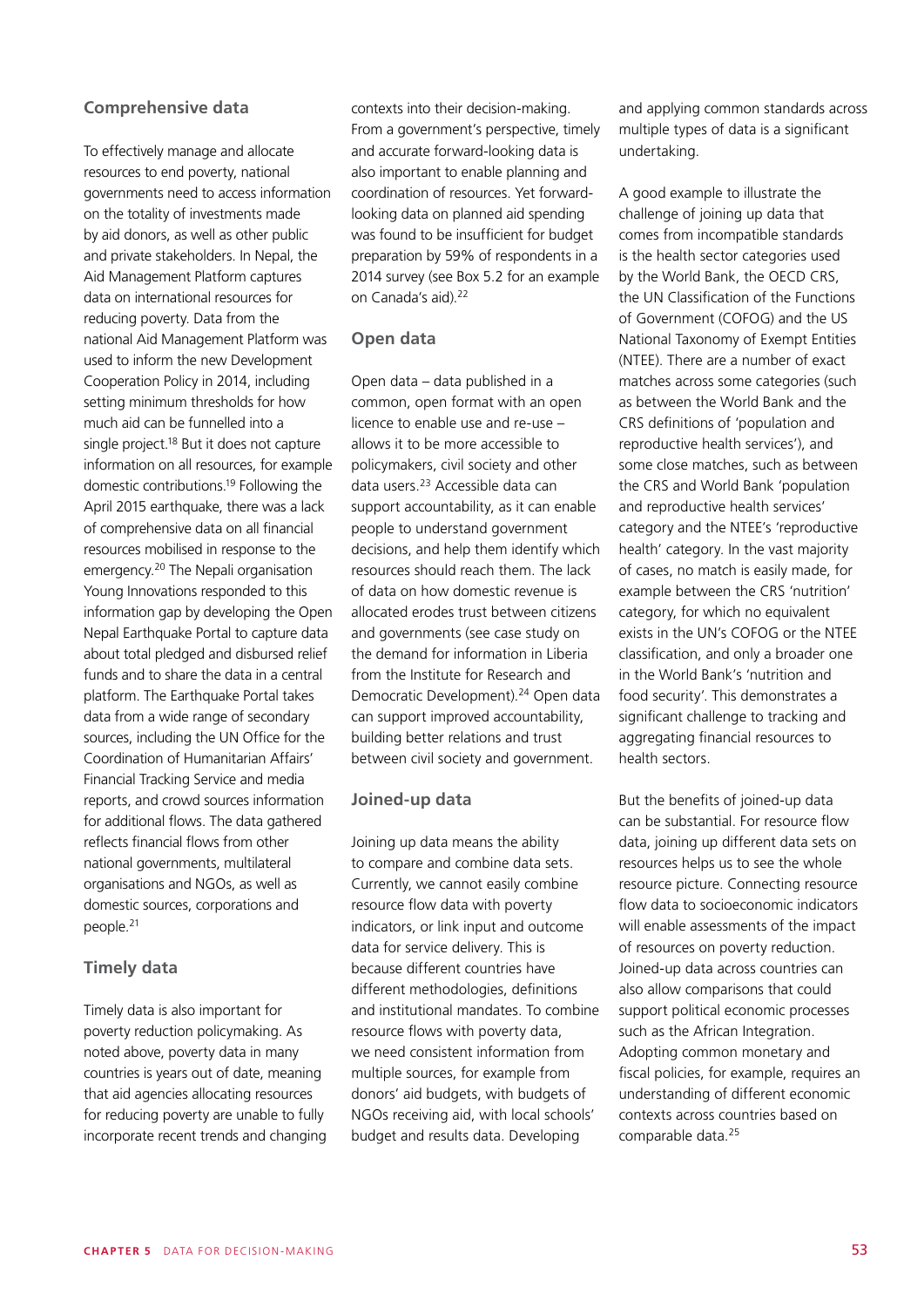## Comprehensive data

To effectively manage and allocate resources to end poverty, national governments need to access information on the totality of investments made by aid donors, as well as other public and private stakeholders. In Nepal, the Aid Management Platform captures data on international resources for reducing poverty. Data from the national Aid Management Platform was used to inform the new Development Cooperation Policy in 2014, including setting minimum thresholds for how much aid can be funnelled into a single project.[18] But it does not capture information on all resources, for example domestic contributions.[19] Following the April 2015 earthquake, there was a lack of comprehensive data on all financial resources mobilised in response to the emergency.[20] The Nepali organisation Young Innovations responded to this information gap by developing the Open Nepal Earthquake Portal to capture data about total pledged and disbursed relief funds and to share the data in a central platform. The Earthquake Portal takes data from a wide range of secondary sources, including the UN Office for the Coordination of Humanitarian Affairs' Financial Tracking Service and media reports, and crowd sources information for additional flows. The data gathered reflects financial flows from other national governments, multilateral organisations and NGOs, as well as domestic sources, corporations and people.[21]

## Timely data

Timely data is also important for poverty reduction policymaking. As noted above, poverty data in many countries is years out of date, meaning that aid agencies allocating resources for reducing poverty are unable to fully incorporate recent trends and changing contexts into their decision-making. From a government's perspective, timely and accurate forward-looking data is also important to enable planning and coordination of resources. Yet forward-looking data on planned aid spending was found to be insufficient for budget preparation by 59% of respondents in a 2014 survey (see Box 5.2 for an example on Canada's aid).[22]

## Open data

Open data – data published in a common, open format with an open licence to enable use and re-use – allows it to be more accessible to policymakers, civil society and other data users.[23] Accessible data can support accountability, as it can enable people to understand government decisions, and help them identify which resources should reach them. The lack of data on how domestic revenue is allocated erodes trust between citizens and governments (see case study on the demand for information in Liberia from the Institute for Research and Democratic Development).[24] Open data can support improved accountability, building better relations and trust between civil society and government.

## Joined-up data

Joining up data means the ability to compare and combine data sets. Currently, we cannot easily combine resource flow data with poverty indicators, or link input and outcome data for service delivery. This is because different countries have different methodologies, definitions and institutional mandates. To combine resource flows with poverty data, we need consistent information from multiple sources, for example from donors' aid budgets, with budgets of NGOs receiving aid, with local schools' budget and results data. Developing and applying common standards across multiple types of data is a significant undertaking.

A good example to illustrate the challenge of joining up data that comes from incompatible standards is the health sector categories used by the World Bank, the OECD CRS, the UN Classification of the Functions of Government (COFOG) and the US National Taxonomy of Exempt Entities (NTEE). There are a number of exact matches across some categories (such as between the World Bank and the CRS definitions of 'population and reproductive health services'), and some close matches, such as between the CRS and World Bank 'population and reproductive health services' category and the NTEE's 'reproductive health' category. In the vast majority of cases, no match is easily made, for example between the CRS 'nutrition' category, for which no equivalent exists in the UN's COFOG or the NTEE classification, and only a broader one in the World Bank's 'nutrition and food security'. This demonstrates a significant challenge to tracking and aggregating financial resources to health sectors.

But the benefits of joined-up data can be substantial. For resource flow data, joining up different data sets on resources helps us to see the whole resource picture. Connecting resource flow data to socioeconomic indicators will enable assessments of the impact of resources on poverty reduction. Joined-up data across countries can also allow comparisons that could support political economic processes such as the African Integration. Adopting common monetary and fiscal policies, for example, requires an understanding of different economic contexts across countries based on comparable data.[25]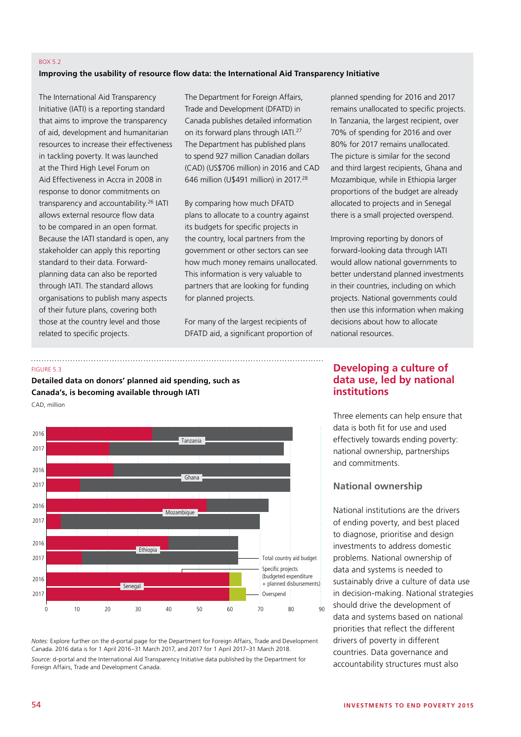BOX 5.2

**Improving the usability of resource flow data: the International Aid Transparency Initiative**

The International Aid Transparency Initiative (IATI) is a reporting standard that aims to improve the transparency of aid, development and humanitarian resources to increase their effectiveness in tackling poverty. It was launched at the Third High Level Forum on Aid Effectiveness in Accra in 2008 in response to donor commitments on transparency and accountability.[26] IATI allows external resource flow data to be compared in an open format. Because the IATI standard is open, any stakeholder can apply this reporting standard to their data. Forward-planning data can also be reported through IATI. The standard allows organisations to publish many aspects of their future plans, covering both those at the country level and those related to specific projects.

The Department for Foreign Affairs, Trade and Development (DFATD) in Canada publishes detailed information on its forward plans through IATI.[27] The Department has published plans to spend 927 million Canadian dollars (CAD) (US$706 million) in 2016 and CAD 646 million (U$491 million) in 2017.[28]

By comparing how much DFATD plans to allocate to a country against its budgets for specific projects in the country, local partners from the government or other sectors can see how much money remains unallocated. This information is very valuable to partners that are looking for funding for planned projects.

For many of the largest recipients of DFATD aid, a significant proportion of planned spending for 2016 and 2017 remains unallocated to specific projects. In Tanzania, the largest recipient, over 70% of spending for 2016 and over 80% for 2017 remains unallocated. The picture is similar for the second and third largest recipients, Ghana and Mozambique, while in Ethiopia larger proportions of the budget are already allocated to projects and in Senegal there is a small projected overspend.

Improving reporting by donors of forward-looking data through IATI would allow national governments to better understand planned investments in their countries, including on which projects. National governments could then use this information when making decisions about how to allocate national resources.

FIGURE 5.3

**Detailed data on donors' planned aid spending, such as Canada's, is becoming available through IATI**

CAD, million

*Notes:* Explore further on the d-portal page for the Department for Foreign Affairs, Trade and Development Canada. 2016 data is for 1 April 2016–31 March 2017, and 2017 for 1 April 2017–31 March 2018.
*Source:* d-portal and the International Aid Transparency Initiative data published by the Department for Foreign Affairs, Trade and Development Canada.

## Developing a culture of data use, led by national institutions

Three elements can help ensure that data is both fit for use and used effectively towards ending poverty: national ownership, partnerships and commitments.

### National ownership

National institutions are the drivers of ending poverty, and best placed to diagnose, prioritise and design investments to address domestic problems. National ownership of data and systems is needed to sustainably drive a culture of data use in decision-making. National strategies should drive the development of data and systems based on national priorities that reflect the different drivers of poverty in different countries. Data governance and accountability structures must also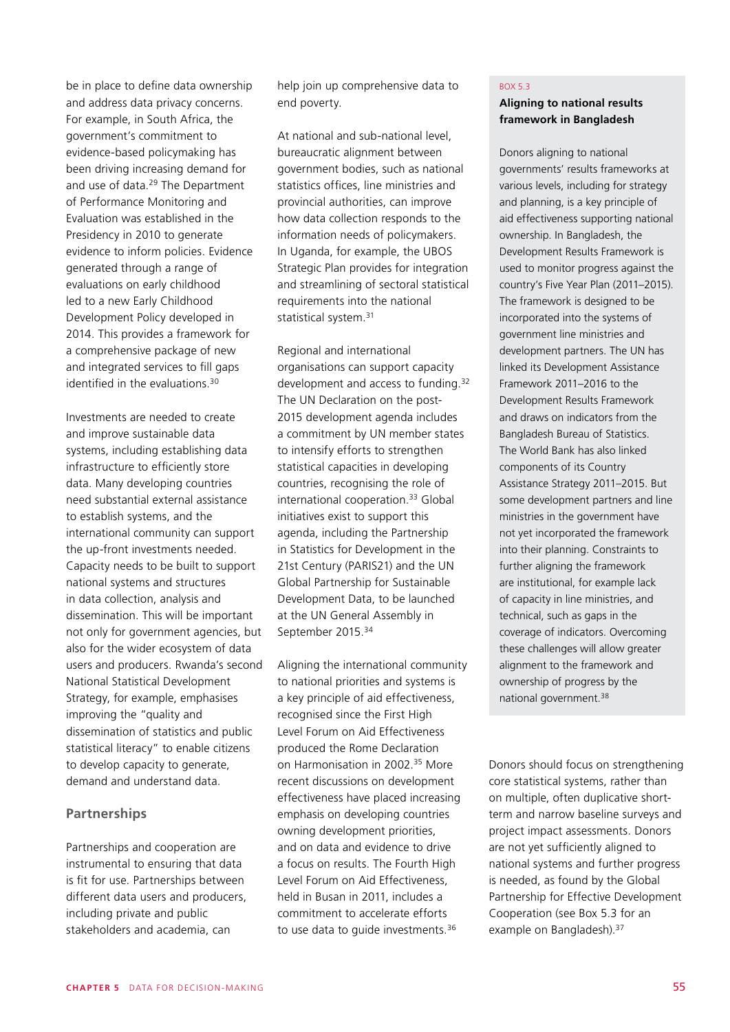be in place to define data ownership and address data privacy concerns. For example, in South Africa, the government's commitment to evidence-based policymaking has been driving increasing demand for and use of data.[29] The Department of Performance Monitoring and Evaluation was established in the Presidency in 2010 to generate evidence to inform policies. Evidence generated through a range of evaluations on early childhood led to a new Early Childhood Development Policy developed in 2014. This provides a framework for a comprehensive package of new and integrated services to fill gaps identified in the evaluations.[30]

Investments are needed to create and improve sustainable data systems, including establishing data infrastructure to efficiently store data. Many developing countries need substantial external assistance to establish systems, and the international community can support the up-front investments needed. Capacity needs to be built to support national systems and structures in data collection, analysis and dissemination. This will be important not only for government agencies, but also for the wider ecosystem of data users and producers. Rwanda's second National Statistical Development Strategy, for example, emphasises improving the "quality and dissemination of statistics and public statistical literacy" to enable citizens to develop capacity to generate, demand and understand data.

### Partnerships

Partnerships and cooperation are instrumental to ensuring that data is fit for use. Partnerships between different data users and producers, including private and public stakeholders and academia, can help join up comprehensive data to end poverty.

At national and sub-national level, bureaucratic alignment between government bodies, such as national statistics offices, line ministries and provincial authorities, can improve how data collection responds to the information needs of policymakers. In Uganda, for example, the UBOS Strategic Plan provides for integration and streamlining of sectoral statistical requirements into the national statistical system.[31]

Regional and international organisations can support capacity development and access to funding.[32] The UN Declaration on the post-2015 development agenda includes a commitment by UN member states to intensify efforts to strengthen statistical capacities in developing countries, recognising the role of international cooperation.[33] Global initiatives exist to support this agenda, including the Partnership in Statistics for Development in the 21st Century (PARIS21) and the UN Global Partnership for Sustainable Development Data, to be launched at the UN General Assembly in September 2015.[34]

Aligning the international community to national priorities and systems is a key principle of aid effectiveness, recognised since the First High Level Forum on Aid Effectiveness produced the Rome Declaration on Harmonisation in 2002.[35] More recent discussions on development effectiveness have placed increasing emphasis on developing countries owning development priorities, and on data and evidence to drive a focus on results. The Fourth High Level Forum on Aid Effectiveness, held in Busan in 2011, includes a commitment to accelerate efforts to use data to guide investments.[36]

Donors should focus on strengthening core statistical systems, rather than on multiple, often duplicative short-term and narrow baseline surveys and project impact assessments. Donors are not yet sufficiently aligned to national systems and further progress is needed, as found by the Global Partnership for Effective Development Cooperation (see Box 5.3 for an example on Bangladesh).[37]

> BOX 5.3
>
> **Aligning to national results framework in Bangladesh**
>
> Donors aligning to national governments' results frameworks at various levels, including for strategy and planning, is a key principle of aid effectiveness supporting national ownership. In Bangladesh, the Development Results Framework is used to monitor progress against the country's Five Year Plan (2011–2015). The framework is designed to be incorporated into the systems of government line ministries and development partners. The UN has linked its Development Assistance Framework 2011–2016 to the Development Results Framework and draws on indicators from the Bangladesh Bureau of Statistics. The World Bank has also linked components of its Country Assistance Strategy 2011–2015. But some development partners and line ministries in the government have not yet incorporated the framework into their planning. Constraints to further aligning the framework are institutional, for example lack of capacity in line ministries, and technical, such as gaps in the coverage of indicators. Overcoming these challenges will allow greater alignment to the framework and ownership of progress by the national government.[38]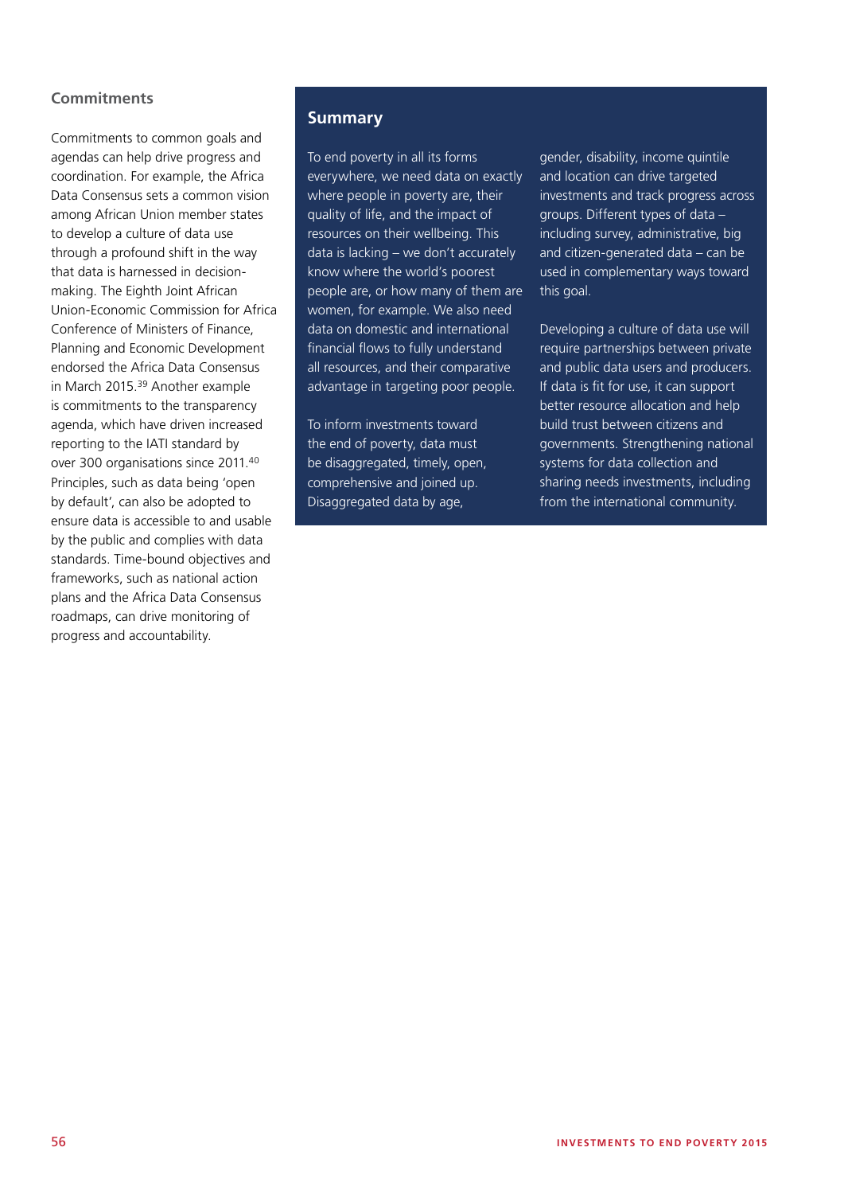### Commitments

Commitments to common goals and agendas can help drive progress and coordination. For example, the Africa Data Consensus sets a common vision among African Union member states to develop a culture of data use through a profound shift in the way that data is harnessed in decision-making. The Eighth Joint African Union-Economic Commission for Africa Conference of Ministers of Finance, Planning and Economic Development endorsed the Africa Data Consensus in March 2015.[39] Another example is commitments to the transparency agenda, which have driven increased reporting to the IATI standard by over 300 organisations since 2011.[40] Principles, such as data being 'open by default', can also be adopted to ensure data is accessible to and usable by the public and complies with data standards. Time-bound objectives and frameworks, such as national action plans and the Africa Data Consensus roadmaps, can drive monitoring of progress and accountability.

## Summary

To end poverty in all its forms everywhere, we need data on exactly where people in poverty are, their quality of life, and the impact of resources on their wellbeing. This data is lacking – we don't accurately know where the world's poorest people are, or how many of them are women, for example. We also need data on domestic and international financial flows to fully understand all resources, and their comparative advantage in targeting poor people.

To inform investments toward the end of poverty, data must be disaggregated, timely, open, comprehensive and joined up. Disaggregated data by age, gender, disability, income quintile and location can drive targeted investments and track progress across groups. Different types of data – including survey, administrative, big and citizen-generated data – can be used in complementary ways toward this goal.

Developing a culture of data use will require partnerships between private and public data users and producers. If data is fit for use, it can support better resource allocation and help build trust between citizens and governments. Strengthening national systems for data collection and sharing needs investments, including from the international community.